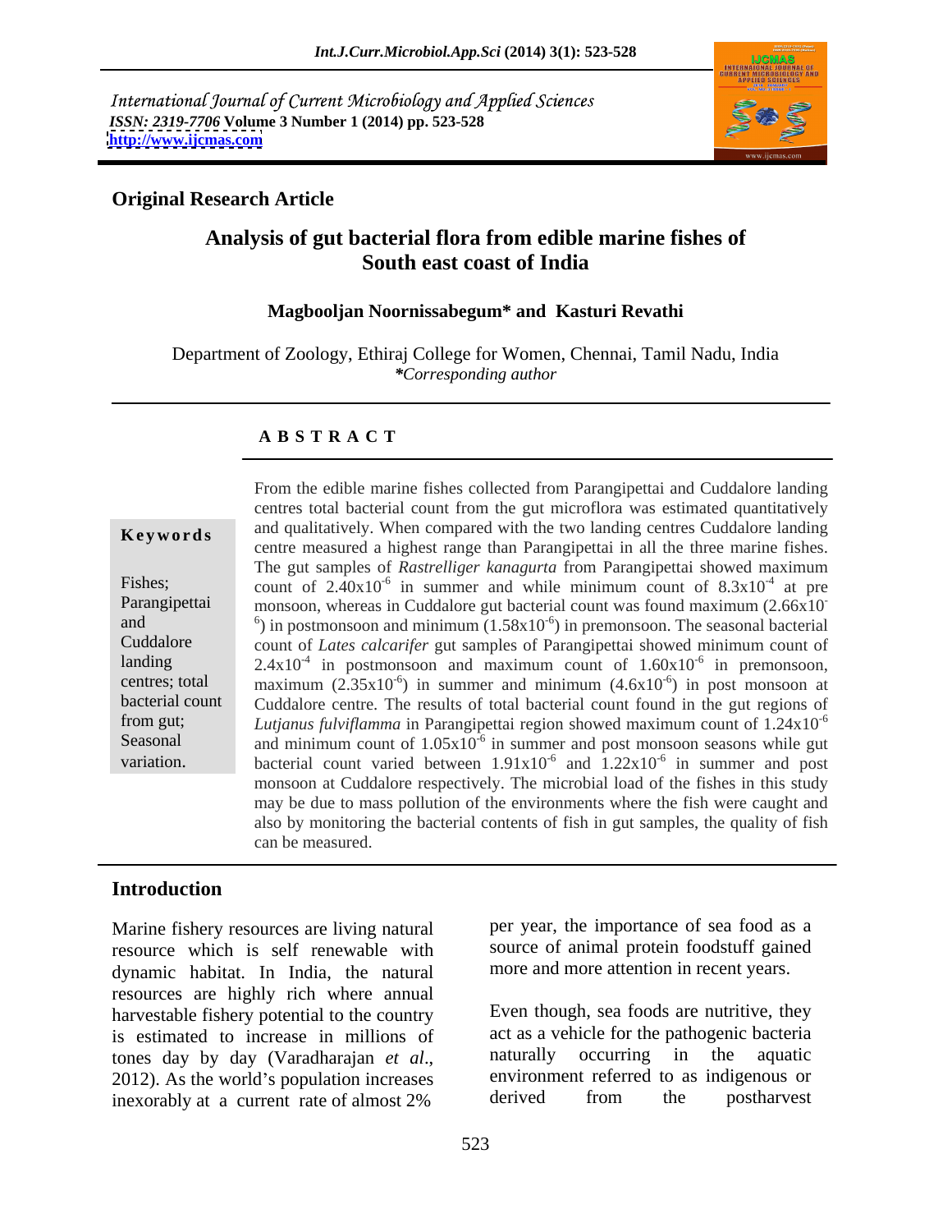International Journal of Current Microbiology and Applied Sciences
*ISSN: 2319-7706* **Volume 3 Number 1 (2014) pp. 523-528**
**http://www.ijcmas.com**

**Original Research Article**

# Analysis of gut bacterial flora from edible marine fishes of South east coast of India

**Magbooljan Noornissabegum\* and Kasturi Revathi**

Department of Zoology, Ethiraj College for Women, Chennai, Tamil Nadu, India
*\*Corresponding author*

## A B S T R A C T

**Keywords**

Fishes; Parangipettai and Cuddalore landing centres; total bacterial count from gut; Seasonal variation.

From the edible marine fishes collected from Parangipettai and Cuddalore landing centres total bacterial count from the gut microflora was estimated quantitatively and qualitatively. When compared with the two landing centres Cuddalore landing centre measured a highest range than Parangipettai in all the three marine fishes. The gut samples of *Rastrelliger kanagurta* from Parangipettai showed maximum count of $2.40 x 10^{-6}$ in summer and while minimum count of $8.3 x 10^{-4}$ at pre monsoon, whereas in Cuddalore gut bacterial count was found maximum ($2.66 x 10^{-6}$) in postmonsoon and minimum ($1.58 x 10^{-6}$) in premonsoon. The seasonal bacterial count of *Lates calcarifer* gut samples of Parangipettai showed minimum count of $2.4 x 10^{-4}$ in postmonsoon and maximum count of $1.60 x 10^{-6}$ in premonsoon, maximum ($2.35 x 10^{-6}$) in summer and minimum ($4.6 x 10^{-6}$) in post monsoon at Cuddalore centre. The results of total bacterial count found in the gut regions of *Lutjanus fulviflamma* in Parangipettai region showed maximum count of $1.24 x 10^{-6}$ and minimum count of $1.05 x 10^{-6}$ in summer and post monsoon seasons while gut bacterial count varied between $1.91 x 10^{-6}$ and $1.22 x 10^{-6}$ in summer and post monsoon at Cuddalore respectively. The microbial load of the fishes in this study may be due to mass pollution of the environments where the fish were caught and also by monitoring the bacterial contents of fish in gut samples, the quality of fish can be measured.

## Introduction

Marine fishery resources are living natural resource which is self renewable with dynamic habitat. In India, the natural resources are highly rich where annual harvestable fishery potential to the country is estimated to increase in millions of tones day by day (Varadharajan *et al*., 2012). As the world's population increases inexorably at a current rate of almost 2% per year, the importance of sea food as a source of animal protein foodstuff gained more and more attention in recent years.

Even though, sea foods are nutritive, they act as a vehicle for the pathogenic bacteria naturally occurring in the aquatic environment referred to as indigenous or derived from the postharvest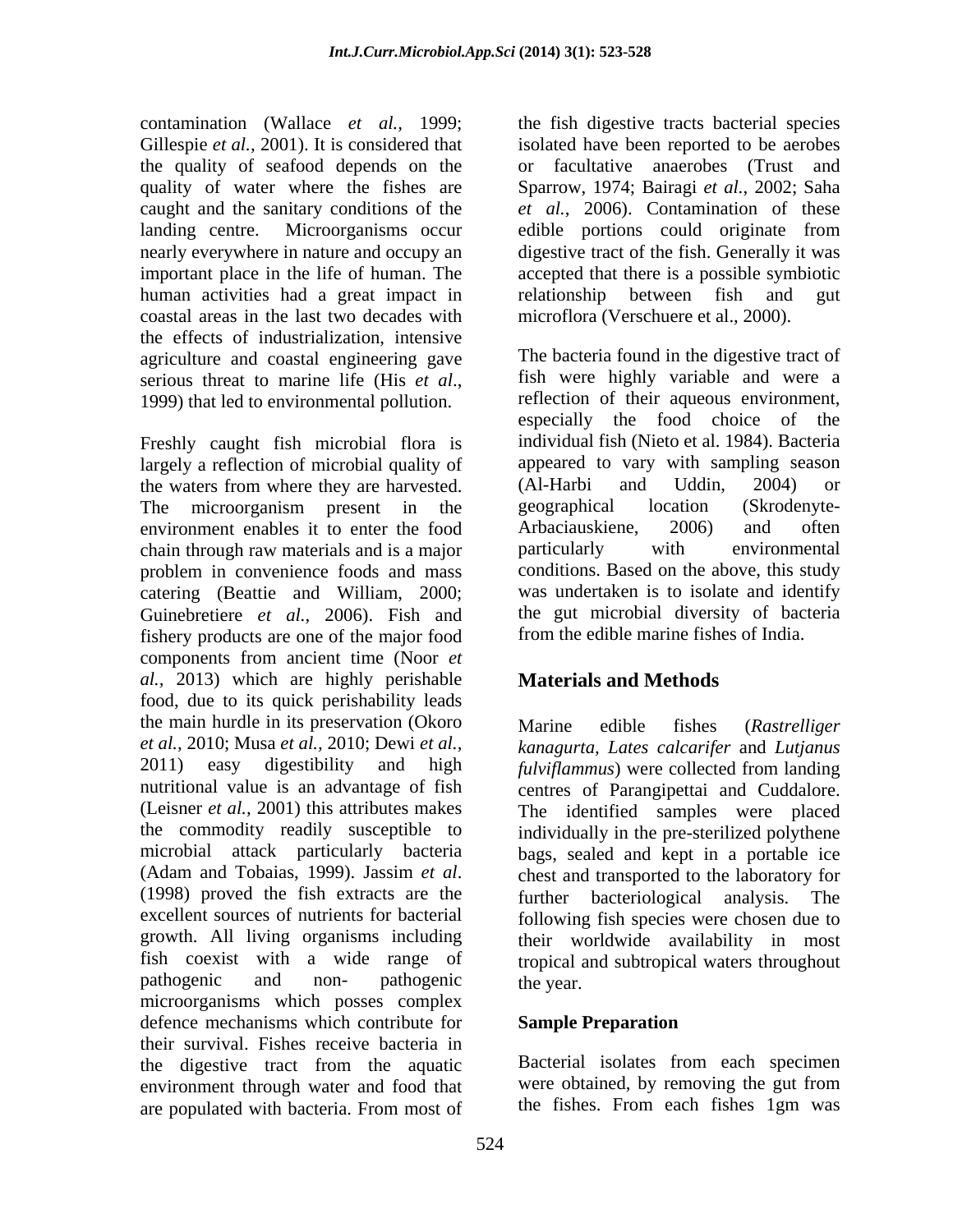contamination (Wallace *et al.,* 1999; Gillespie *et al.,* 2001). It is considered that the quality of seafood depends on the quality of water where the fishes are caught and the sanitary conditions of the landing centre. Microorganisms occur nearly everywhere in nature and occupy an important place in the life of human. The human activities had a great impact in coastal areas in the last two decades with the effects of industrialization, intensive agriculture and coastal engineering gave serious threat to marine life (His *et al*., 1999) that led to environmental pollution.

Freshly caught fish microbial flora is largely a reflection of microbial quality of the waters from where they are harvested. The microorganism present in the environment enables it to enter the food chain through raw materials and is a major problem in convenience foods and mass catering (Beattie and William, 2000; Guinebretiere *et al.,* 2006). Fish and fishery products are one of the major food components from ancient time (Noor *et al.,* 2013) which are highly perishable food, due to its quick perishability leads the main hurdle in its preservation (Okoro *et al.,* 2010; Musa *et al.,* 2010; Dewi *et al.,* 2011) easy digestibility and high nutritional value is an advantage of fish (Leisner *et al.,* 2001) this attributes makes the commodity readily susceptible to microbial attack particularly bacteria (Adam and Tobaias, 1999). Jassim *et al*. (1998) proved the fish extracts are the excellent sources of nutrients for bacterial growth. All living organisms including fish coexist with a wide range of pathogenic and non- pathogenic microorganisms which posses complex defence mechanisms which contribute for their survival. Fishes receive bacteria in the digestive tract from the aquatic environment through water and food that are populated with bacteria. From most of the fish digestive tracts bacterial species isolated have been reported to be aerobes or facultative anaerobes (Trust and Sparrow, 1974; Bairagi *et al.,* 2002; Saha *et al.*, 2006). Contamination of these edible portions could originate from digestive tract of the fish. Generally it was accepted that there is a possible symbiotic relationship between fish and gut microflora (Verschuere et al., 2000).

The bacteria found in the digestive tract of fish were highly variable and were a reflection of their aqueous environment, especially the food choice of the individual fish (Nieto et al. 1984). Bacteria appeared to vary with sampling season (Al-Harbi and Uddin, 2004) or geographical location (Skrodenyte-Arbaciauskiene, 2006) and often particularly with environmental conditions. Based on the above, this study was undertaken is to isolate and identify the gut microbial diversity of bacteria from the edible marine fishes of India.

## Materials and Methods

Marine edible fishes (*Rastrelliger kanagurta, Lates calcarifer* and *Lutjanus fulviflammus*) were collected from landing centres of Parangipettai and Cuddalore. The identified samples were placed individually in the pre-sterilized polythene bags, sealed and kept in a portable ice chest and transported to the laboratory for further bacteriological analysis. The following fish species were chosen due to their worldwide availability in most tropical and subtropical waters throughout the year.

### Sample Preparation

Bacterial isolates from each specimen were obtained, by removing the gut from the fishes. From each fishes 1gm was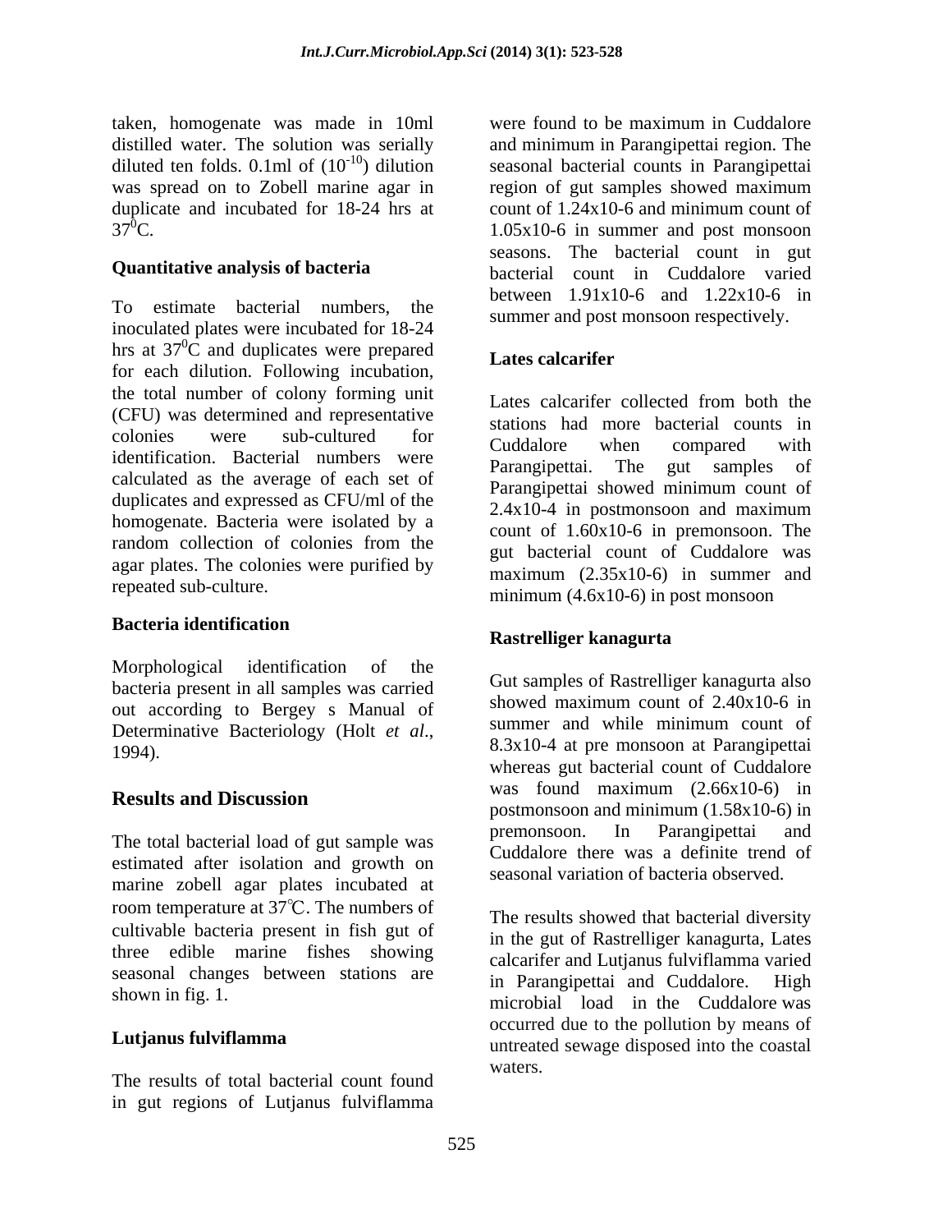taken, homogenate was made in 10ml distilled water. The solution was serially diluted ten folds. 0.1ml of ($10^{-10}$) dilution was spread on to Zobell marine agar in duplicate and incubated for 18-24 hrs at $37^0$C.

### Quantitative analysis of bacteria

To estimate bacterial numbers, the inoculated plates were incubated for 18-24 hrs at $37^0$C and duplicates were prepared for each dilution. Following incubation, the total number of colony forming unit (CFU) was determined and representative colonies were sub-cultured for identification. Bacterial numbers were calculated as the average of each set of duplicates and expressed as CFU/ml of the homogenate. Bacteria were isolated by a random collection of colonies from the agar plates. The colonies were purified by repeated sub-culture.

### Bacteria identification

Morphological identification of the bacteria present in all samples was carried out according to Bergey s Manual of Determinative Bacteriology (Holt *et al*., 1994).

## Results and Discussion

The total bacterial load of gut sample was estimated after isolation and growth on marine zobell agar plates incubated at room temperature at 37℃. The numbers of cultivable bacteria present in fish gut of three edible marine fishes showing seasonal changes between stations are shown in fig. 1.

### Lutjanus fulviflamma

The results of total bacterial count found in gut regions of Lutjanus fulviflamma were found to be maximum in Cuddalore and minimum in Parangipettai region. The seasonal bacterial counts in Parangipettai region of gut samples showed maximum count of 1.24x10-6 and minimum count of 1.05x10-6 in summer and post monsoon seasons. The bacterial count in gut bacterial count in Cuddalore varied between 1.91x10-6 and 1.22x10-6 in summer and post monsoon respectively.

### Lates calcarifer

Lates calcarifer collected from both the stations had more bacterial counts in Cuddalore when compared with Parangipettai. The gut samples of Parangipettai showed minimum count of 2.4x10-4 in postmonsoon and maximum count of 1.60x10-6 in premonsoon. The gut bacterial count of Cuddalore was maximum (2.35x10-6) in summer and minimum (4.6x10-6) in post monsoon

### Rastrelliger kanagurta

Gut samples of Rastrelliger kanagurta also showed maximum count of 2.40x10-6 in summer and while minimum count of 8.3x10-4 at pre monsoon at Parangipettai whereas gut bacterial count of Cuddalore was found maximum (2.66x10-6) in postmonsoon and minimum (1.58x10-6) in premonsoon. In Parangipettai and Cuddalore there was a definite trend of seasonal variation of bacteria observed.

The results showed that bacterial diversity in the gut of Rastrelliger kanagurta, Lates calcarifer and Lutjanus fulviflamma varied in Parangipettai and Cuddalore. High microbial load in the Cuddalore was occurred due to the pollution by means of untreated sewage disposed into the coastal waters.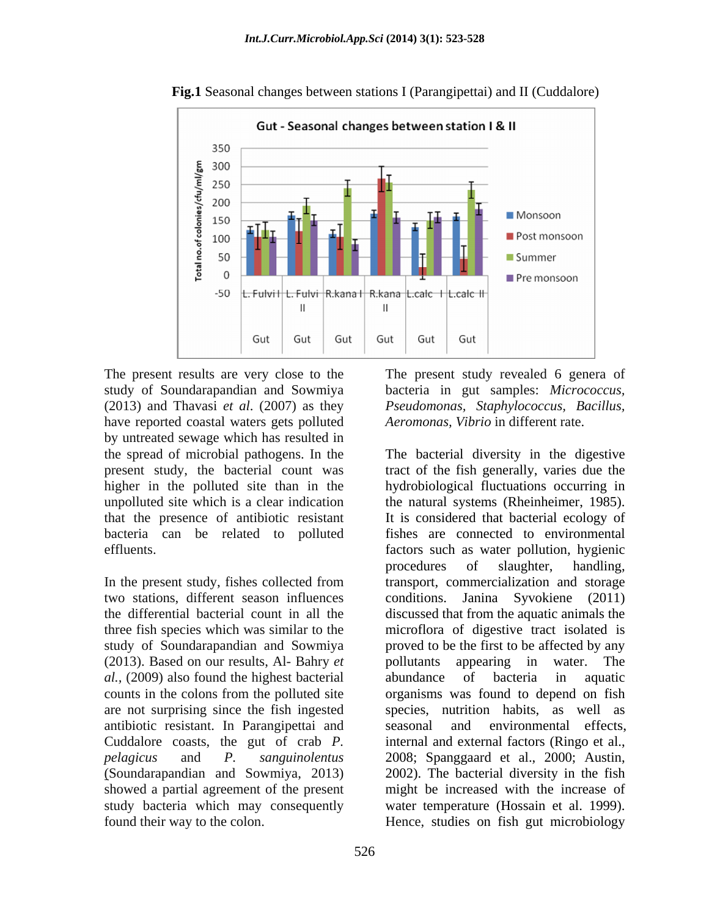**Fig.1** Seasonal changes between stations I (Parangipettai) and II (Cuddalore)

The present results are very close to the study of Soundarapandian and Sowmiya (2013) and Thavasi *et al*. (2007) as they have reported coastal waters gets polluted by untreated sewage which has resulted in the spread of microbial pathogens. In the present study, the bacterial count was higher in the polluted site than in the unpolluted site which is a clear indication that the presence of antibiotic resistant bacteria can be related to polluted effluents.

In the present study, fishes collected from two stations, different season influences the differential bacterial count in all the three fish species which was similar to the study of Soundarapandian and Sowmiya (2013). Based on our results, Al- Bahry *et al.,* (2009) also found the highest bacterial counts in the colons from the polluted site are not surprising since the fish ingested antibiotic resistant. In Parangipettai and Cuddalore coasts, the gut of crab *P. pelagicus* and *P. sanguinolentus* (Soundarapandian and Sowmiya, 2013) showed a partial agreement of the present study bacteria which may consequently found their way to the colon.

The present study revealed 6 genera of bacteria in gut samples: *Micrococcus, Pseudomonas, Staphylococcus, Bacillus, Aeromonas, Vibrio* in different rate.

The bacterial diversity in the digestive tract of the fish generally, varies due the hydrobiological fluctuations occurring in the natural systems (Rheinheimer, 1985). It is considered that bacterial ecology of fishes are connected to environmental factors such as water pollution, hygienic procedures of slaughter, handling, transport, commercialization and storage conditions. Janina Syvokiene (2011) discussed that from the aquatic animals the microflora of digestive tract isolated is proved to be the first to be affected by any pollutants appearing in water. The abundance of bacteria in aquatic organisms was found to depend on fish species, nutrition habits, as well as seasonal and environmental effects, internal and external factors (Ringo et al., 2008; Spanggaard et al., 2000; Austin, 2002). The bacterial diversity in the fish might be increased with the increase of water temperature (Hossain et al. 1999). Hence, studies on fish gut microbiology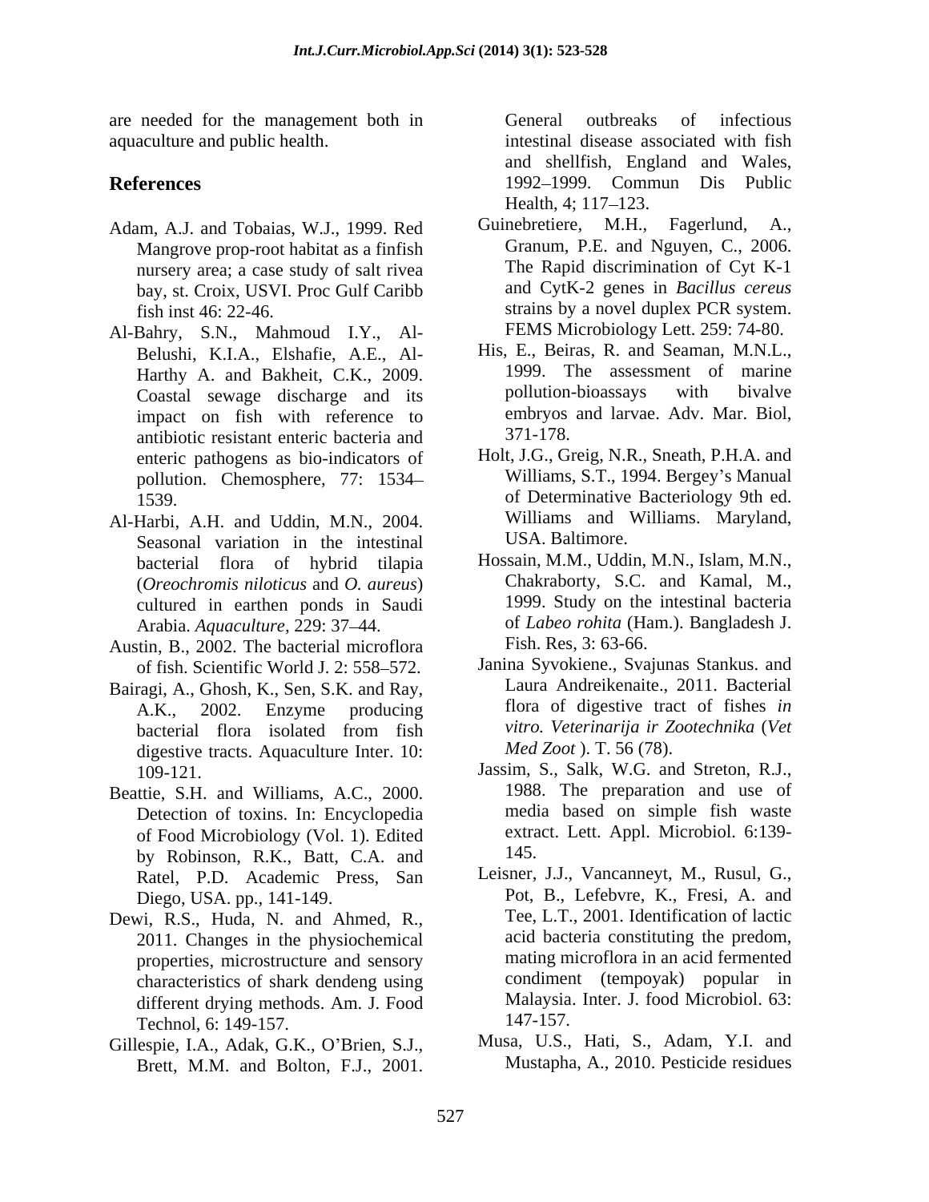are needed for the management both in aquaculture and public health.

## References

Adam, A.J. and Tobaias, W.J., 1999. Red Mangrove prop-root habitat as a finfish nursery area; a case study of salt rivea bay, st. Croix, USVI. Proc Gulf Caribb fish inst 46: 22-46.

Al-Bahry, S.N., Mahmoud I.Y., Al-Belushi, K.I.A., Elshafie, A.E., Al-Harthy A. and Bakheit, C.K., 2009. Coastal sewage discharge and its impact on fish with reference to antibiotic resistant enteric bacteria and enteric pathogens as bio-indicators of pollution. Chemosphere, 77: 1534–1539.

Al-Harbi, A.H. and Uddin, M.N., 2004. Seasonal variation in the intestinal bacterial flora of hybrid tilapia (*Oreochromis niloticus* and *O. aureus*) cultured in earthen ponds in Saudi Arabia. *Aquaculture,* 229: 37–44.

Austin, B., 2002. The bacterial microflora of fish. Scientific World J. 2: 558–572.

Bairagi, A., Ghosh, K., Sen, S.K. and Ray, A.K., 2002. Enzyme producing bacterial flora isolated from fish digestive tracts. Aquaculture Inter. 10: 109-121.

Beattie, S.H. and Williams, A.C., 2000. Detection of toxins. In: Encyclopedia of Food Microbiology (Vol. 1). Edited by Robinson, R.K., Batt, C.A. and Ratel, P.D. Academic Press, San Diego, USA. pp., 141-149.

Dewi, R.S., Huda, N. and Ahmed, R., 2011. Changes in the physiochemical properties, microstructure and sensory characteristics of shark dendeng using different drying methods. Am. J. Food Technol, 6: 149-157.

Gillespie, I.A., Adak, G.K., O'Brien, S.J., Brett, M.M. and Bolton, F.J., 2001. General outbreaks of infectious intestinal disease associated with fish and shellfish, England and Wales, 1992–1999. Commun Dis Public Health, 4; 117–123.

Guinebretiere, M.H., Fagerlund, A., Granum, P.E. and Nguyen, C., 2006. The Rapid discrimination of Cyt K-1 and CytK-2 genes in *Bacillus cereus* strains by a novel duplex PCR system. FEMS Microbiology Lett. 259: 74-80.

His, E., Beiras, R. and Seaman, M.N.L., 1999. The assessment of marine pollution-bioassays with bivalve embryos and larvae. Adv. Mar. Biol, 371-178.

Holt, J.G., Greig, N.R., Sneath, P.H.A. and Williams, S.T., 1994. Bergey's Manual of Determinative Bacteriology 9th ed. Williams and Williams. Maryland, USA. Baltimore.

Hossain, M.M., Uddin, M.N., Islam, M.N., Chakraborty, S.C. and Kamal, M., 1999. Study on the intestinal bacteria of *Labeo rohita* (Ham.). Bangladesh J. Fish. Res, 3: 63-66.

Janina Syvokiene., Svajunas Stankus. and Laura Andreikenaite., 2011. Bacterial flora of digestive tract of fishes *in vitro. Veterinarija ir Zootechnika* (*Vet Med Zoot* ). T. 56 (78).

Jassim, S., Salk, W.G. and Streton, R.J., 1988. The preparation and use of media based on simple fish waste extract. Lett. Appl. Microbiol. 6:139-145.

Leisner, J.J., Vancanneyt, M., Rusul, G., Pot, B., Lefebvre, K., Fresi, A. and Tee, L.T., 2001. Identification of lactic acid bacteria constituting the predom, mating microflora in an acid fermented condiment (tempoyak) popular in Malaysia. Inter. J. food Microbiol. 63: 147-157.

Musa, U.S., Hati, S., Adam, Y.I. and Mustapha, A., 2010. Pesticide residues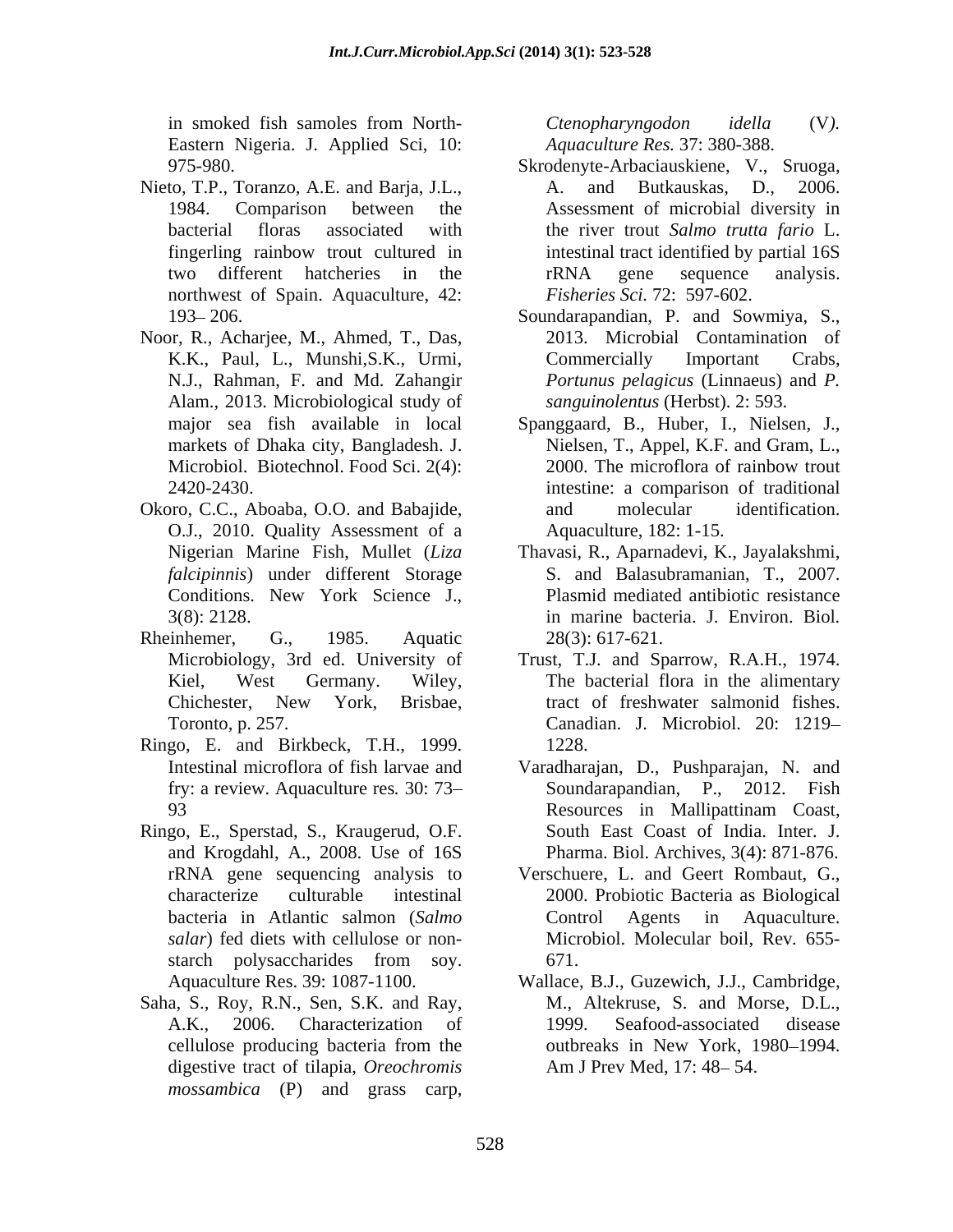in smoked fish samoles from North-Eastern Nigeria. J. Applied Sci, 10: 975-980.

Nieto, T.P., Toranzo, A.E. and Barja, J.L., 1984. Comparison between the bacterial floras associated with fingerling rainbow trout cultured in two different hatcheries in the northwest of Spain. Aquaculture, 42: 193– 206.

Noor, R., Acharjee, M., Ahmed, T., Das, K.K., Paul, L., Munshi,S.K., Urmi, N.J., Rahman, F. and Md. Zahangir Alam., 2013. Microbiological study of major sea fish available in local markets of Dhaka city, Bangladesh. J. Microbiol. Biotechnol. Food Sci. 2(4): 2420-2430.

Okoro, C.C., Aboaba, O.O. and Babajide, O.J., 2010. Quality Assessment of a Nigerian Marine Fish, Mullet (*Liza falcipinnis*) under different Storage Conditions. New York Science J., 3(8): 2128.

Rheinhemer, G., 1985. Aquatic Microbiology, 3rd ed. University of Kiel, West Germany. Wiley, Chichester, New York, Brisbae, Toronto, p. 257.

Ringo, E. and Birkbeck, T.H., 1999. Intestinal microflora of fish larvae and fry: a review. Aquaculture res*.* 30: 73–93

Ringo, E., Sperstad, S., Kraugerud, O.F. and Krogdahl, A., 2008. Use of 16S rRNA gene sequencing analysis to characterize culturable intestinal bacteria in Atlantic salmon (*Salmo salar*) fed diets with cellulose or non-starch polysaccharides from soy. Aquaculture Res. 39: 1087-1100.

Saha, S., Roy, R.N., Sen, S.K. and Ray, A.K., 2006. Characterization of cellulose producing bacteria from the digestive tract of tilapia, *Oreochromis mossambica* (P) and grass carp, *Ctenopharyngodon idella* (V*). Aquaculture Res.* 37: 380-388.

Skrodenyte-Arbaciauskiene, V., Sruoga, A. and Butkauskas, D., 2006. Assessment of microbial diversity in the river trout *Salmo trutta fario* L. intestinal tract identified by partial 16S rRNA gene sequence analysis. *Fisheries Sci.* 72: 597-602.

Soundarapandian, P. and Sowmiya, S., 2013. Microbial Contamination of Commercially Important Crabs, *Portunus pelagicus* (Linnaeus) and *P. sanguinolentus* (Herbst). 2: 593.

Spanggaard, B., Huber, I., Nielsen, J., Nielsen, T., Appel, K.F. and Gram, L., 2000. The microflora of rainbow trout intestine: a comparison of traditional and molecular identification. Aquaculture, 182: 1-15.

Thavasi, R., Aparnadevi, K., Jayalakshmi, S. and Balasubramanian, T., 2007. Plasmid mediated antibiotic resistance in marine bacteria. J. Environ. Biol*.* 28(3): 617-621.

Trust, T.J. and Sparrow, R.A.H., 1974. The bacterial flora in the alimentary tract of freshwater salmonid fishes. Canadian. J. Microbiol. 20: 1219–1228.

Varadharajan, D., Pushparajan, N. and Soundarapandian, P., 2012. Fish Resources in Mallipattinam Coast, South East Coast of India. Inter. J. Pharma. Biol. Archives, 3(4): 871-876.

Verschuere, L. and Geert Rombaut, G., 2000. Probiotic Bacteria as Biological Control Agents in Aquaculture. Microbiol. Molecular boil, Rev. 655-671.

Wallace, B.J., Guzewich, J.J., Cambridge, M., Altekruse, S. and Morse, D.L., 1999. Seafood-associated disease outbreaks in New York, 1980–1994. Am J Prev Med, 17: 48– 54.